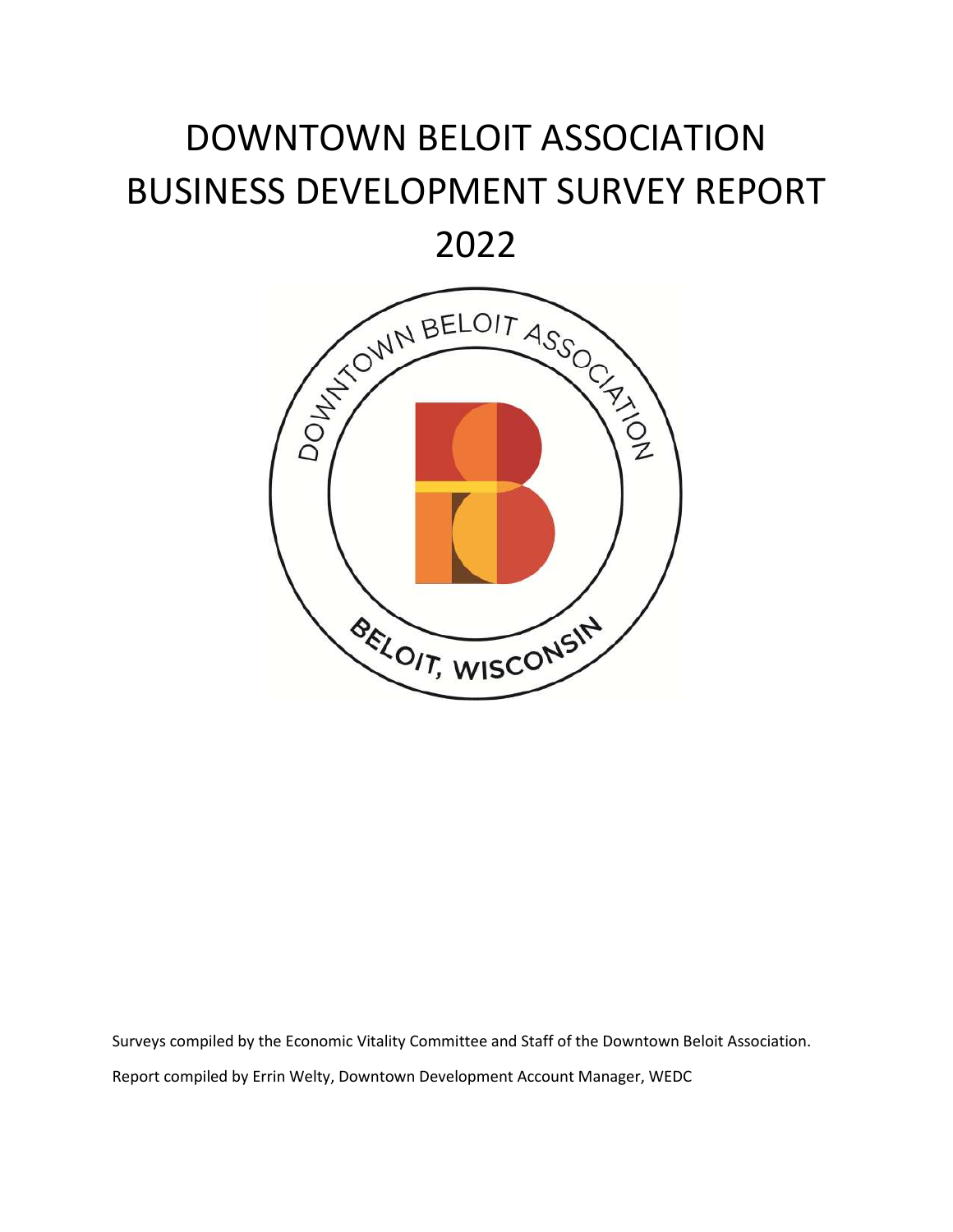# DOWNTOWN BELOIT ASSOCIATION BUSINESS DEVELOPMENT SURVEY REPORT 2022

Surveys compiled by the Economic Vitality Committee and Staff of the Downtown Beloit Association.

Report compiled by Errin Welty, Downtown Development Account Manager, WEDC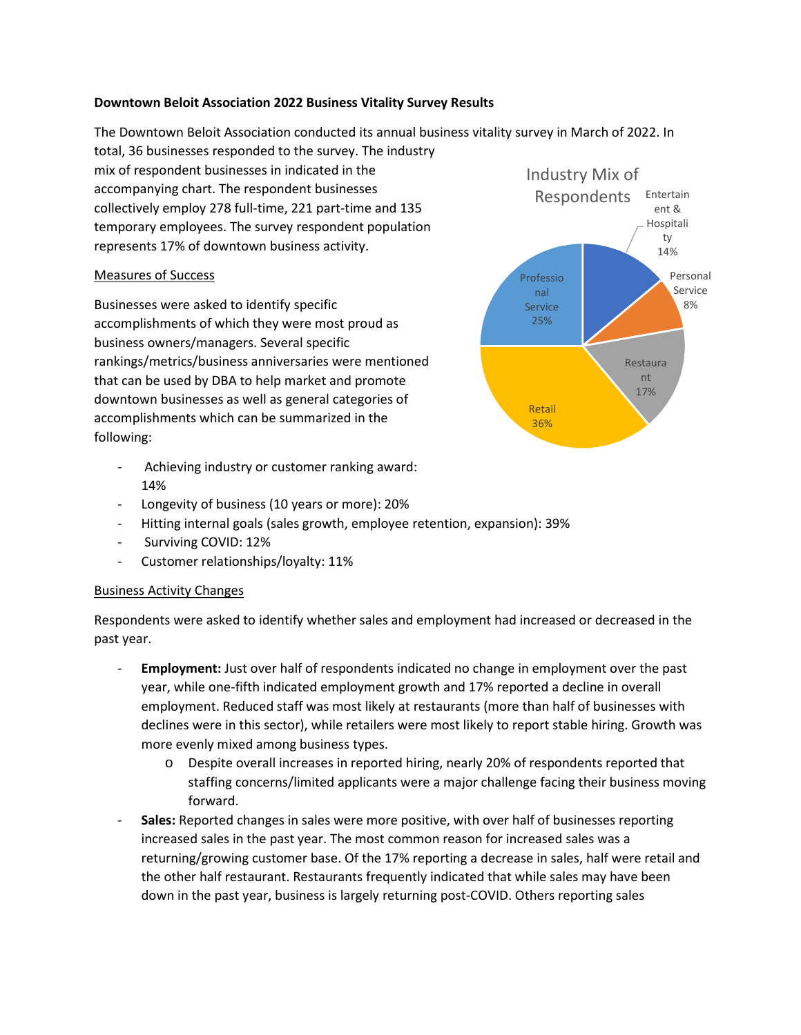**Downtown Beloit Association 2022 Business Vitality Survey Results**

The Downtown Beloit Association conducted its annual business vitality survey in March of 2022. In total, 36 businesses responded to the survey. The industry mix of respondent businesses in indicated in the accompanying chart. The respondent businesses collectively employ 278 full-time, 221 part-time and 135 temporary employees. The survey respondent population represents 17% of downtown business activity.

Industry Mix of Respondents

- Entertainment & Hospitality 14%
- Personal Service 8%
- Restaurant 17%
- Retail 36%
- Professional Service 25%

Measures of Success

Businesses were asked to identify specific accomplishments of which they were most proud as business owners/managers. Several specific rankings/metrics/business anniversaries were mentioned that can be used by DBA to help market and promote downtown businesses as well as general categories of accomplishments which can be summarized in the following:

- Achieving industry or customer ranking award: 14%
- Longevity of business (10 years or more): 20%
- Hitting internal goals (sales growth, employee retention, expansion): 39%
- Surviving COVID: 12%
- Customer relationships/loyalty: 11%

Business Activity Changes

Respondents were asked to identify whether sales and employment had increased or decreased in the past year.

- **Employment:** Just over half of respondents indicated no change in employment over the past year, while one-fifth indicated employment growth and 17% reported a decline in overall employment. Reduced staff was most likely at restaurants (more than half of businesses with declines were in this sector), while retailers were most likely to report stable hiring. Growth was more evenly mixed among business types.
  - Despite overall increases in reported hiring, nearly 20% of respondents reported that staffing concerns/limited applicants were a major challenge facing their business moving forward.
- **Sales:** Reported changes in sales were more positive, with over half of businesses reporting increased sales in the past year. The most common reason for increased sales was a returning/growing customer base. Of the 17% reporting a decrease in sales, half were retail and the other half restaurant. Restaurants frequently indicated that while sales may have been down in the past year, business is largely returning post-COVID. Others reporting sales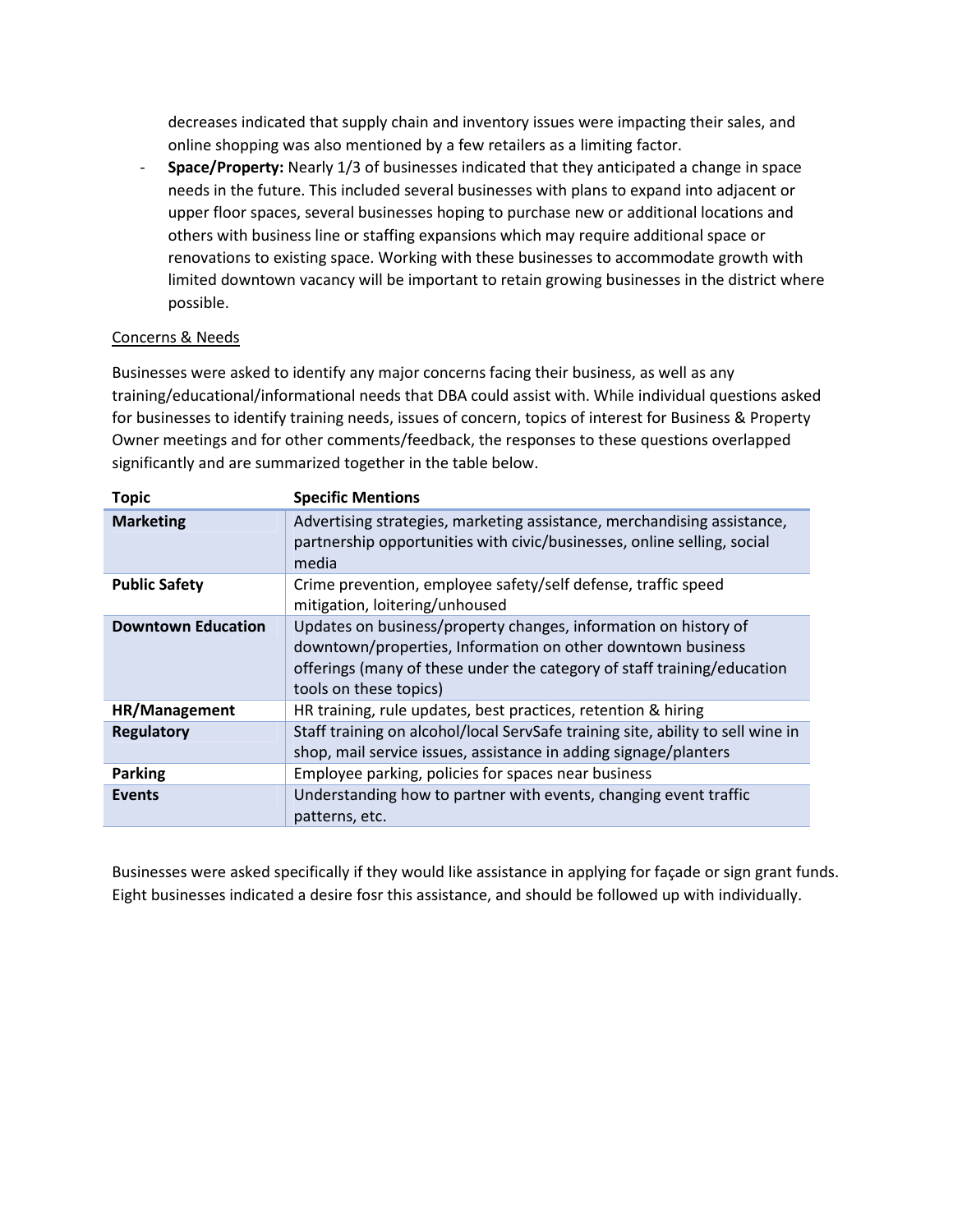decreases indicated that supply chain and inventory issues were impacting their sales, and online shopping was also mentioned by a few retailers as a limiting factor.

- **Space/Property:** Nearly 1/3 of businesses indicated that they anticipated a change in space needs in the future. This included several businesses with plans to expand into adjacent or upper floor spaces, several businesses hoping to purchase new or additional locations and others with business line or staffing expansions which may require additional space or renovations to existing space. Working with these businesses to accommodate growth with limited downtown vacancy will be important to retain growing businesses in the district where possible.

<u>Concerns & Needs</u>

Businesses were asked to identify any major concerns facing their business, as well as any training/educational/informational needs that DBA could assist with. While individual questions asked for businesses to identify training needs, issues of concern, topics of interest for Business & Property Owner meetings and for other comments/feedback, the responses to these questions overlapped significantly and are summarized together in the table below.

| Topic | Specific Mentions |
|---|---|
| **Marketing** | Advertising strategies, marketing assistance, merchandising assistance, partnership opportunities with civic/businesses, online selling, social media |
| **Public Safety** | Crime prevention, employee safety/self defense, traffic speed mitigation, loitering/unhoused |
| **Downtown Education** | Updates on business/property changes, information on history of downtown/properties, Information on other downtown business offerings (many of these under the category of staff training/education tools on these topics) |
| **HR/Management** | HR training, rule updates, best practices, retention & hiring |
| **Regulatory** | Staff training on alcohol/local ServSafe training site, ability to sell wine in shop, mail service issues, assistance in adding signage/planters |
| **Parking** | Employee parking, policies for spaces near business |
| **Events** | Understanding how to partner with events, changing event traffic patterns, etc. |

Businesses were asked specifically if they would like assistance in applying for façade or sign grant funds. Eight businesses indicated a desire fosr this assistance, and should be followed up with individually.